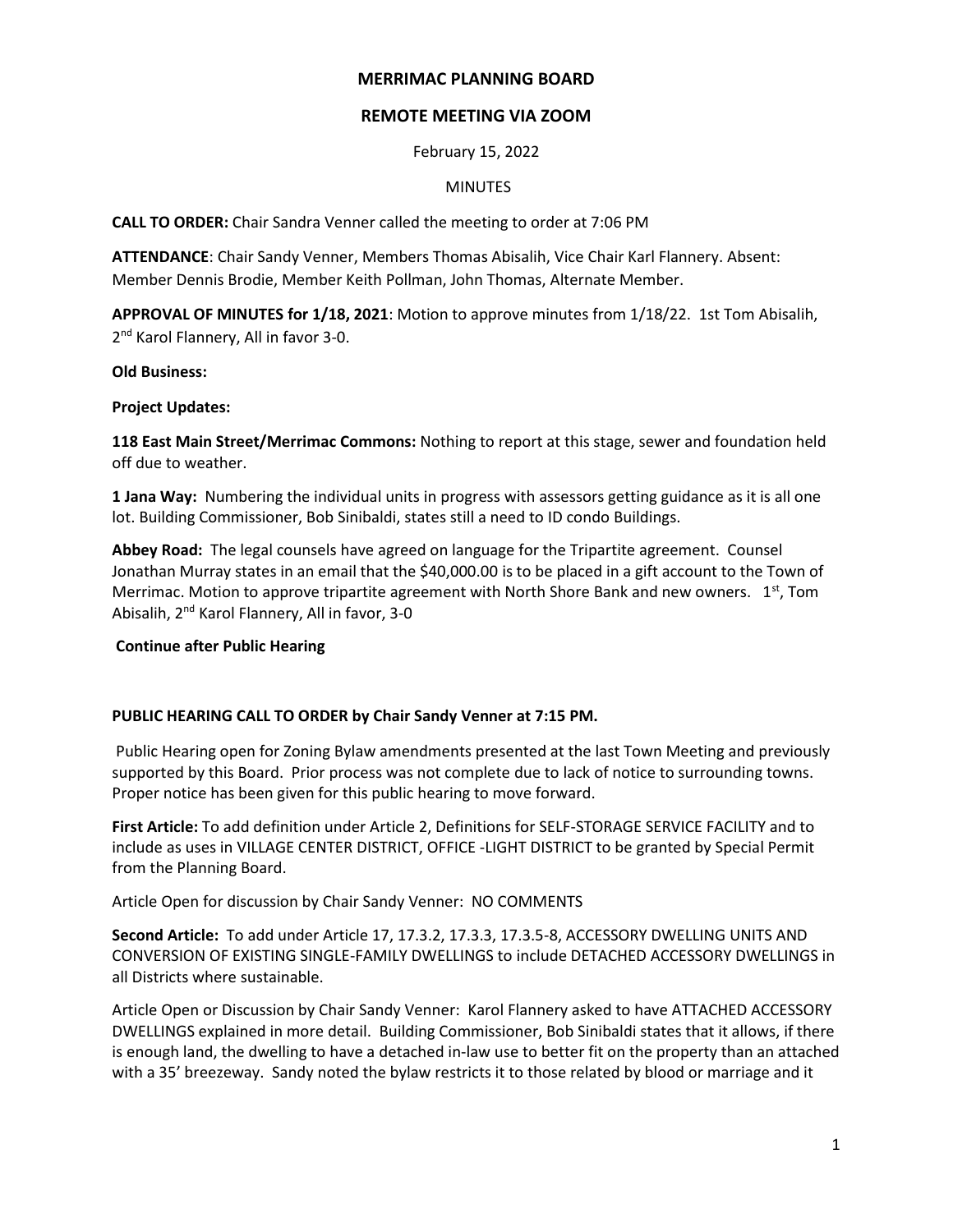# MERRIMAC PLANNING BOARD

## REMOTE MEETING VIA ZOOM

February 15, 2022

MINUTES

**CALL TO ORDER:** Chair Sandra Venner called the meeting to order at 7:06 PM

**ATTENDANCE**: Chair Sandy Venner, Members Thomas Abisalih, Vice Chair Karl Flannery. Absent: Member Dennis Brodie, Member Keith Pollman, John Thomas, Alternate Member.

**APPROVAL OF MINUTES for 1/18, 2021**: Motion to approve minutes from 1/18/22. 1st Tom Abisalih, 2nd Karol Flannery, All in favor 3-0.

**Old Business:**

**Project Updates:**

**118 East Main Street/Merrimac Commons:** Nothing to report at this stage, sewer and foundation held off due to weather.

**1 Jana Way:** Numbering the individual units in progress with assessors getting guidance as it is all one lot. Building Commissioner, Bob Sinibaldi, states still a need to ID condo Buildings.

**Abbey Road:** The legal counsels have agreed on language for the Tripartite agreement. Counsel Jonathan Murray states in an email that the $40,000.00 is to be placed in a gift account to the Town of Merrimac. Motion to approve tripartite agreement with North Shore Bank and new owners. 1st, Tom Abisalih, 2nd Karol Flannery, All in favor, 3-0

**Continue after Public Hearing**

**PUBLIC HEARING CALL TO ORDER by Chair Sandy Venner at 7:15 PM.**

Public Hearing open for Zoning Bylaw amendments presented at the last Town Meeting and previously supported by this Board. Prior process was not complete due to lack of notice to surrounding towns. Proper notice has been given for this public hearing to move forward.

**First Article:** To add definition under Article 2, Definitions for SELF-STORAGE SERVICE FACILITY and to include as uses in VILLAGE CENTER DISTRICT, OFFICE -LIGHT DISTRICT to be granted by Special Permit from the Planning Board.

Article Open for discussion by Chair Sandy Venner: NO COMMENTS

**Second Article:** To add under Article 17, 17.3.2, 17.3.3, 17.3.5-8, ACCESSORY DWELLING UNITS AND CONVERSION OF EXISTING SINGLE-FAMILY DWELLINGS to include DETACHED ACCESSORY DWELLINGS in all Districts where sustainable.

Article Open or Discussion by Chair Sandy Venner: Karol Flannery asked to have ATTACHED ACCESSORY DWELLINGS explained in more detail. Building Commissioner, Bob Sinibaldi states that it allows, if there is enough land, the dwelling to have a detached in-law use to better fit on the property than an attached with a 35' breezeway. Sandy noted the bylaw restricts it to those related by blood or marriage and it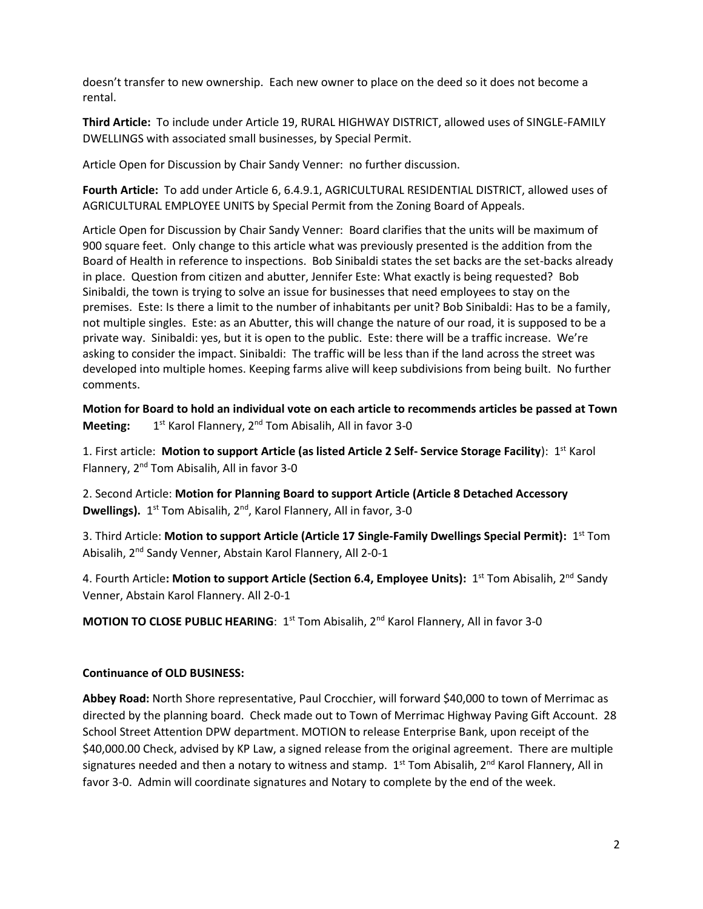doesn't transfer to new ownership. Each new owner to place on the deed so it does not become a rental.

**Third Article:** To include under Article 19, RURAL HIGHWAY DISTRICT, allowed uses of SINGLE-FAMILY DWELLINGS with associated small businesses, by Special Permit.

Article Open for Discussion by Chair Sandy Venner: no further discussion.

**Fourth Article:** To add under Article 6, 6.4.9.1, AGRICULTURAL RESIDENTIAL DISTRICT, allowed uses of AGRICULTURAL EMPLOYEE UNITS by Special Permit from the Zoning Board of Appeals.

Article Open for Discussion by Chair Sandy Venner: Board clarifies that the units will be maximum of 900 square feet. Only change to this article what was previously presented is the addition from the Board of Health in reference to inspections. Bob Sinibaldi states the set backs are the set-backs already in place. Question from citizen and abutter, Jennifer Este: What exactly is being requested? Bob Sinibaldi, the town is trying to solve an issue for businesses that need employees to stay on the premises. Este: Is there a limit to the number of inhabitants per unit? Bob Sinibaldi: Has to be a family, not multiple singles. Este: as an Abutter, this will change the nature of our road, it is supposed to be a private way. Sinibaldi: yes, but it is open to the public. Este: there will be a traffic increase. We're asking to consider the impact. Sinibaldi: The traffic will be less than if the land across the street was developed into multiple homes. Keeping farms alive will keep subdivisions from being built. No further comments.

**Motion for Board to hold an individual vote on each article to recommends articles be passed at Town Meeting:** 1st Karol Flannery, 2nd Tom Abisalih, All in favor 3-0

1. First article: **Motion to support Article (as listed Article 2 Self- Service Storage Facility**): 1st Karol Flannery, 2nd Tom Abisalih, All in favor 3-0

2. Second Article: **Motion for Planning Board to support Article (Article 8 Detached Accessory Dwellings).** 1st Tom Abisalih, 2nd, Karol Flannery, All in favor, 3-0

3. Third Article: **Motion to support Article (Article 17 Single-Family Dwellings Special Permit):** 1st Tom Abisalih, 2nd Sandy Venner, Abstain Karol Flannery, All 2-0-1

4. Fourth Article**: Motion to support Article (Section 6.4, Employee Units):** 1st Tom Abisalih, 2nd Sandy Venner, Abstain Karol Flannery. All 2-0-1

**MOTION TO CLOSE PUBLIC HEARING**: 1st Tom Abisalih, 2nd Karol Flannery, All in favor 3-0

**Continuance of OLD BUSINESS:**

**Abbey Road:** North Shore representative, Paul Crocchier, will forward $40,000 to town of Merrimac as directed by the planning board. Check made out to Town of Merrimac Highway Paving Gift Account. 28 School Street Attention DPW department. MOTION to release Enterprise Bank, upon receipt of the $40,000.00 Check, advised by KP Law, a signed release from the original agreement. There are multiple signatures needed and then a notary to witness and stamp. 1st Tom Abisalih, 2nd Karol Flannery, All in favor 3-0. Admin will coordinate signatures and Notary to complete by the end of the week.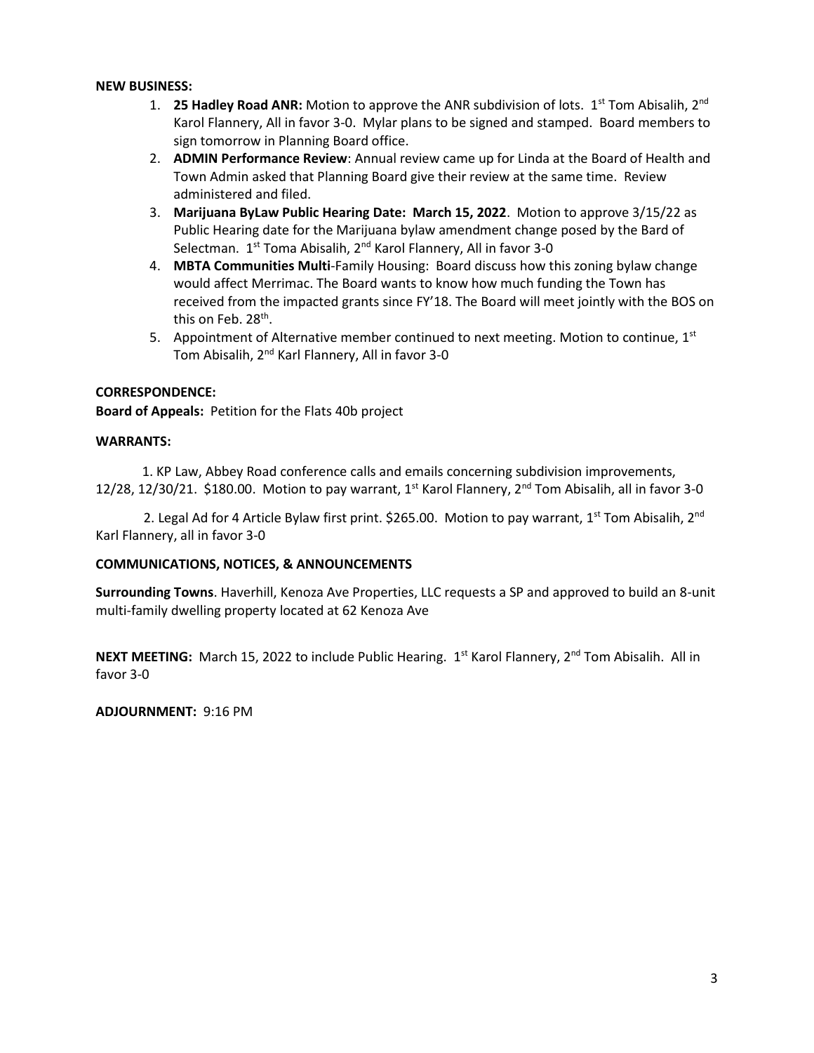**NEW BUSINESS:**

1. **25 Hadley Road ANR:** Motion to approve the ANR subdivision of lots. 1st Tom Abisalih, 2nd Karol Flannery, All in favor 3-0. Mylar plans to be signed and stamped. Board members to sign tomorrow in Planning Board office.
2. **ADMIN Performance Review**: Annual review came up for Linda at the Board of Health and Town Admin asked that Planning Board give their review at the same time. Review administered and filed.
3. **Marijuana ByLaw Public Hearing Date: March 15, 2022**. Motion to approve 3/15/22 as Public Hearing date for the Marijuana bylaw amendment change posed by the Bard of Selectman. 1st Toma Abisalih, 2nd Karol Flannery, All in favor 3-0
4. **MBTA Communities Multi**-Family Housing: Board discuss how this zoning bylaw change would affect Merrimac. The Board wants to know how much funding the Town has received from the impacted grants since FY'18. The Board will meet jointly with the BOS on this on Feb. 28th.
5. Appointment of Alternative member continued to next meeting. Motion to continue, 1st Tom Abisalih, 2nd Karl Flannery, All in favor 3-0

**CORRESPONDENCE:**

**Board of Appeals:** Petition for the Flats 40b project

**WARRANTS:**

1. KP Law, Abbey Road conference calls and emails concerning subdivision improvements, 12/28, 12/30/21. $180.00. Motion to pay warrant, 1st Karol Flannery, 2nd Tom Abisalih, all in favor 3-0

2. Legal Ad for 4 Article Bylaw first print. $265.00. Motion to pay warrant, 1st Tom Abisalih, 2nd Karl Flannery, all in favor 3-0

**COMMUNICATIONS, NOTICES, & ANNOUNCEMENTS**

**Surrounding Towns**. Haverhill, Kenoza Ave Properties, LLC requests a SP and approved to build an 8-unit multi-family dwelling property located at 62 Kenoza Ave

**NEXT MEETING:** March 15, 2022 to include Public Hearing. 1st Karol Flannery, 2nd Tom Abisalih. All in favor 3-0

**ADJOURNMENT:** 9:16 PM